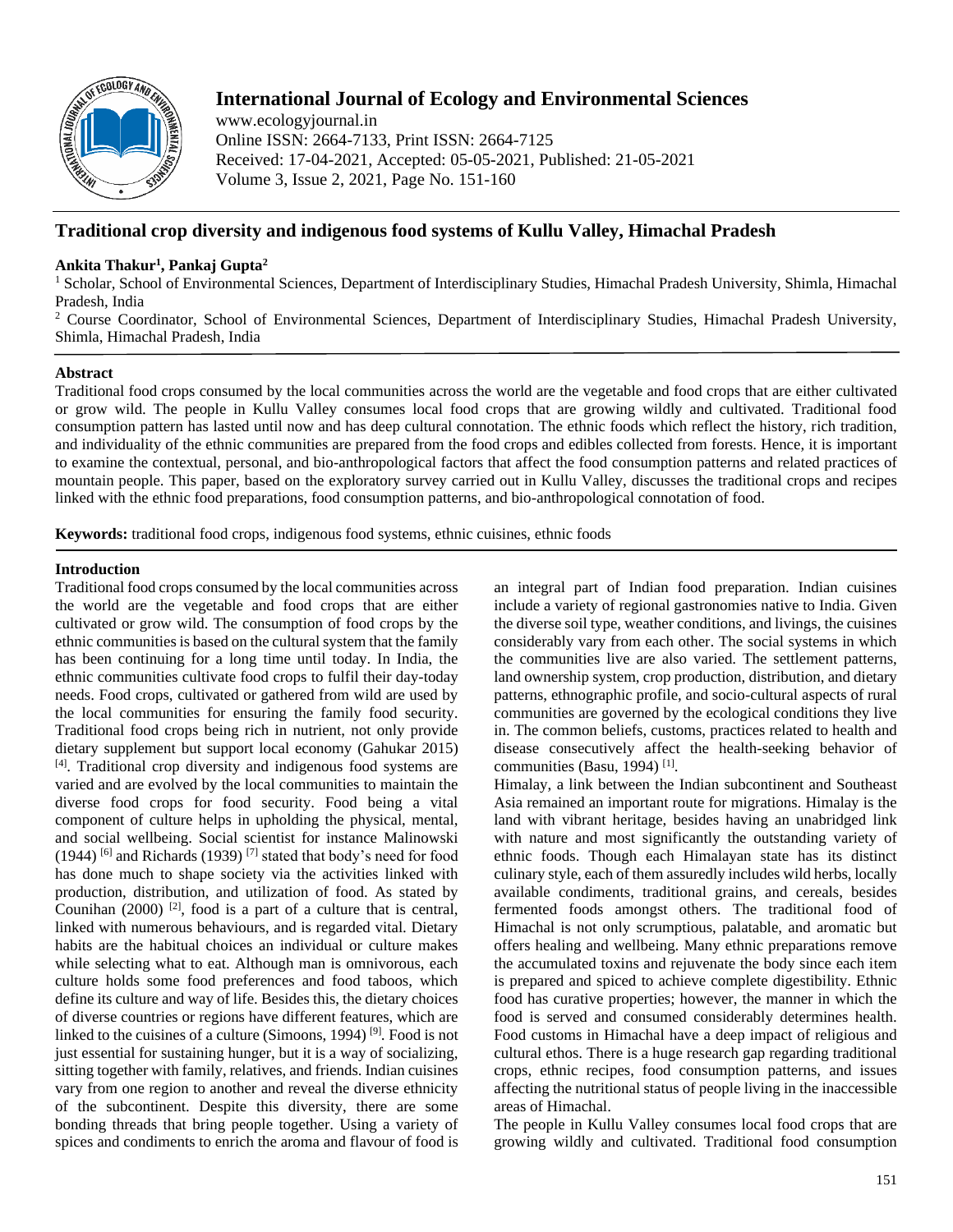# Traditional crop diversity and indigenous food systems of Kullu Valley, Himachal Pradesh

**Ankita Thakur[1], Pankaj Gupta[2]**

[1] Scholar, School of Environmental Sciences, Department of Interdisciplinary Studies, Himachal Pradesh University, Shimla, Himachal Pradesh, India

[2] Course Coordinator, School of Environmental Sciences, Department of Interdisciplinary Studies, Himachal Pradesh University, Shimla, Himachal Pradesh, India

## Abstract

Traditional food crops consumed by the local communities across the world are the vegetable and food crops that are either cultivated or grow wild. The people in Kullu Valley consumes local food crops that are growing wildly and cultivated. Traditional food consumption pattern has lasted until now and has deep cultural connotation. The ethnic foods which reflect the history, rich tradition, and individuality of the ethnic communities are prepared from the food crops and edibles collected from forests. Hence, it is important to examine the contextual, personal, and bio-anthropological factors that affect the food consumption patterns and related practices of mountain people. This paper, based on the exploratory survey carried out in Kullu Valley, discusses the traditional crops and recipes linked with the ethnic food preparations, food consumption patterns, and bio-anthropological connotation of food.

**Keywords:** traditional food crops, indigenous food systems, ethnic cuisines, ethnic foods

## Introduction

Traditional food crops consumed by the local communities across the world are the vegetable and food crops that are either cultivated or grow wild. The consumption of food crops by the ethnic communities is based on the cultural system that the family has been continuing for a long time until today. In India, the ethnic communities cultivate food crops to fulfil their day-today needs. Food crops, cultivated or gathered from wild are used by the local communities for ensuring the family food security. Traditional food crops being rich in nutrient, not only provide dietary supplement but support local economy (Gahukar 2015) [4]. Traditional crop diversity and indigenous food systems are varied and are evolved by the local communities to maintain the diverse food crops for food security. Food being a vital component of culture helps in upholding the physical, mental, and social wellbeing. Social scientist for instance Malinowski (1944) [6] and Richards (1939) [7] stated that body's need for food has done much to shape society via the activities linked with production, distribution, and utilization of food. As stated by Counihan (2000) [2], food is a part of a culture that is central, linked with numerous behaviours, and is regarded vital. Dietary habits are the habitual choices an individual or culture makes while selecting what to eat. Although man is omnivorous, each culture holds some food preferences and food taboos, which define its culture and way of life. Besides this, the dietary choices of diverse countries or regions have different features, which are linked to the cuisines of a culture (Simoons, 1994) [9]. Food is not just essential for sustaining hunger, but it is a way of socializing, sitting together with family, relatives, and friends. Indian cuisines vary from one region to another and reveal the diverse ethnicity of the subcontinent. Despite this diversity, there are some bonding threads that bring people together. Using a variety of spices and condiments to enrich the aroma and flavour of food is an integral part of Indian food preparation. Indian cuisines include a variety of regional gastronomies native to India. Given the diverse soil type, weather conditions, and livings, the cuisines considerably vary from each other. The social systems in which the communities live are also varied. The settlement patterns, land ownership system, crop production, distribution, and dietary patterns, ethnographic profile, and socio-cultural aspects of rural communities are governed by the ecological conditions they live in. The common beliefs, customs, practices related to health and disease consecutively affect the health-seeking behavior of communities (Basu, 1994) [1].

Himalay, a link between the Indian subcontinent and Southeast Asia remained an important route for migrations. Himalay is the land with vibrant heritage, besides having an unabridged link with nature and most significantly the outstanding variety of ethnic foods. Though each Himalayan state has its distinct culinary style, each of them assuredly includes wild herbs, locally available condiments, traditional grains, and cereals, besides fermented foods amongst others. The traditional food of Himachal is not only scrumptious, palatable, and aromatic but offers healing and wellbeing. Many ethnic preparations remove the accumulated toxins and rejuvenate the body since each item is prepared and spiced to achieve complete digestibility. Ethnic food has curative properties; however, the manner in which the food is served and consumed considerably determines health. Food customs in Himachal have a deep impact of religious and cultural ethos. There is a huge research gap regarding traditional crops, ethnic recipes, food consumption patterns, and issues affecting the nutritional status of people living in the inaccessible areas of Himachal.

The people in Kullu Valley consumes local food crops that are growing wildly and cultivated. Traditional food consumption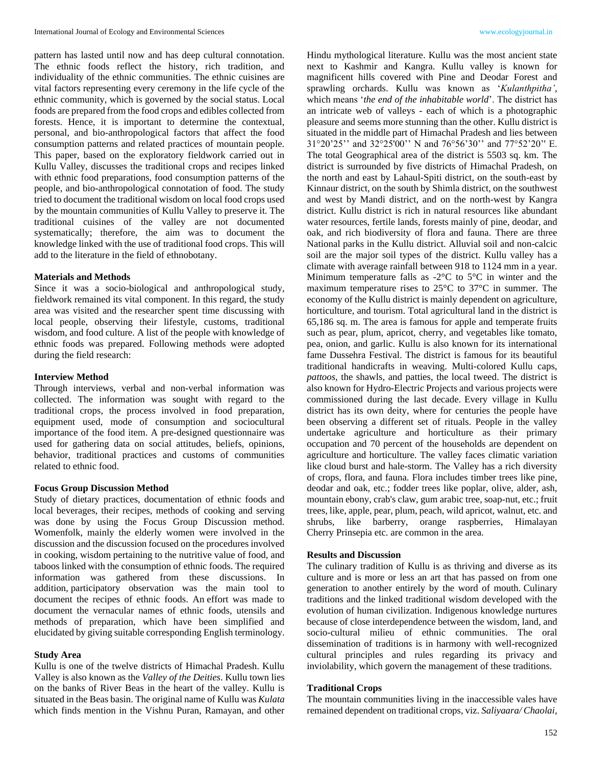pattern has lasted until now and has deep cultural connotation. The ethnic foods reflect the history, rich tradition, and individuality of the ethnic communities. The ethnic cuisines are vital factors representing every ceremony in the life cycle of the ethnic community, which is governed by the social status. Local foods are prepared from the food crops and edibles collected from forests. Hence, it is important to determine the contextual, personal, and bio-anthropological factors that affect the food consumption patterns and related practices of mountain people. This paper, based on the exploratory fieldwork carried out in Kullu Valley, discusses the traditional crops and recipes linked with ethnic food preparations, food consumption patterns of the people, and bio-anthropological connotation of food. The study tried to document the traditional wisdom on local food crops used by the mountain communities of Kullu Valley to preserve it. The traditional cuisines of the valley are not documented systematically; therefore, the aim was to document the knowledge linked with the use of traditional food crops. This will add to the literature in the field of ethnobotany.

## Materials and Methods

Since it was a socio-biological and anthropological study, fieldwork remained its vital component. In this regard, the study area was visited and the researcher spent time discussing with local people, observing their lifestyle, customs, traditional wisdom, and food culture. A list of the people with knowledge of ethnic foods was prepared. Following methods were adopted during the field research:

### Interview Method

Through interviews, verbal and non-verbal information was collected. The information was sought with regard to the traditional crops, the process involved in food preparation, equipment used, mode of consumption and sociocultural importance of the food item. A pre-designed questionnaire was used for gathering data on social attitudes, beliefs, opinions, behavior, traditional practices and customs of communities related to ethnic food.

### Focus Group Discussion Method

Study of dietary practices, documentation of ethnic foods and local beverages, their recipes, methods of cooking and serving was done by using the Focus Group Discussion method. Womenfolk, mainly the elderly women were involved in the discussion and the discussion focused on the procedures involved in cooking, wisdom pertaining to the nutritive value of food, and taboos linked with the consumption of ethnic foods. The required information was gathered from these discussions. In addition, participatory observation was the main tool to document the recipes of ethnic foods. An effort was made to document the vernacular names of ethnic foods, utensils and methods of preparation, which have been simplified and elucidated by giving suitable corresponding English terminology.

### Study Area

Kullu is one of the twelve districts of Himachal Pradesh. Kullu Valley is also known as the *Valley of the Deities*. Kullu town lies on the banks of River Beas in the heart of the valley. Kullu is situated in the Beas basin. The original name of Kullu was *Kulata* which finds mention in the Vishnu Puran, Ramayan, and other Hindu mythological literature. Kullu was the most ancient state next to Kashmir and Kangra. Kullu valley is known for magnificent hills covered with Pine and Deodar Forest and sprawling orchards. Kullu was known as '*Kulanthpitha'*, which means '*the end of the inhabitable world*'. The district has an intricate web of valleys - each of which is a photographic pleasure and seems more stunning than the other. Kullu district is situated in the middle part of Himachal Pradesh and lies between 31°20'25'' and 32°25'00'' N and 76°56'30'' and 77°52'20'' E. The total Geographical area of the district is 5503 sq. km. The district is surrounded by five districts of Himachal Pradesh, on the north and east by Lahaul-Spiti district, on the south-east by Kinnaur district, on the south by Shimla district, on the southwest and west by Mandi district, and on the north-west by Kangra district. Kullu district is rich in natural resources like abundant water resources, fertile lands, forests mainly of pine, deodar, and oak, and rich biodiversity of flora and fauna. There are three National parks in the Kullu district. Alluvial soil and non-calcic soil are the major soil types of the district. Kullu valley has a climate with average rainfall between 918 to 1124 mm in a year. Minimum temperature falls as -2°C to 5°C in winter and the maximum temperature rises to 25°C to 37°C in summer. The economy of the Kullu district is mainly dependent on agriculture, horticulture, and tourism. Total agricultural land in the district is 65,186 sq. m. The area is famous for apple and temperate fruits such as pear, plum, apricot, cherry, and vegetables like tomato, pea, onion, and garlic. Kullu is also known for its international fame Dussehra Festival. The district is famous for its beautiful traditional handicrafts in weaving. Multi-colored Kullu caps, *pattoos*, the shawls, and patties, the local tweed. The district is also known for Hydro-Electric Projects and various projects were commissioned during the last decade. Every village in Kullu district has its own deity, where for centuries the people have been observing a different set of rituals. People in the valley undertake agriculture and horticulture as their primary occupation and 70 percent of the households are dependent on agriculture and horticulture. The valley faces climatic variation like cloud burst and hale-storm. The Valley has a rich diversity of crops, flora, and fauna. Flora includes timber trees like pine, deodar and oak, etc.; fodder trees like poplar, olive, alder, ash, mountain ebony, crab's claw, gum arabic tree, soap-nut, etc.; fruit trees, like, apple, pear, plum, peach, wild apricot, walnut, etc. and shrubs, like barberry, orange raspberries, Himalayan Cherry Prinsepia etc. are common in the area.

## Results and Discussion

The culinary tradition of Kullu is as thriving and diverse as its culture and is more or less an art that has passed on from one generation to another entirely by the word of mouth. Culinary traditions and the linked traditional wisdom developed with the evolution of human civilization. Indigenous knowledge nurtures because of close interdependence between the wisdom, land, and socio-cultural milieu of ethnic communities. The oral dissemination of traditions is in harmony with well-recognized cultural principles and rules regarding its privacy and inviolability, which govern the management of these traditions.

### Traditional Crops

The mountain communities living in the inaccessible vales have remained dependent on traditional crops, viz. *Saliyaara/ Chaolai*,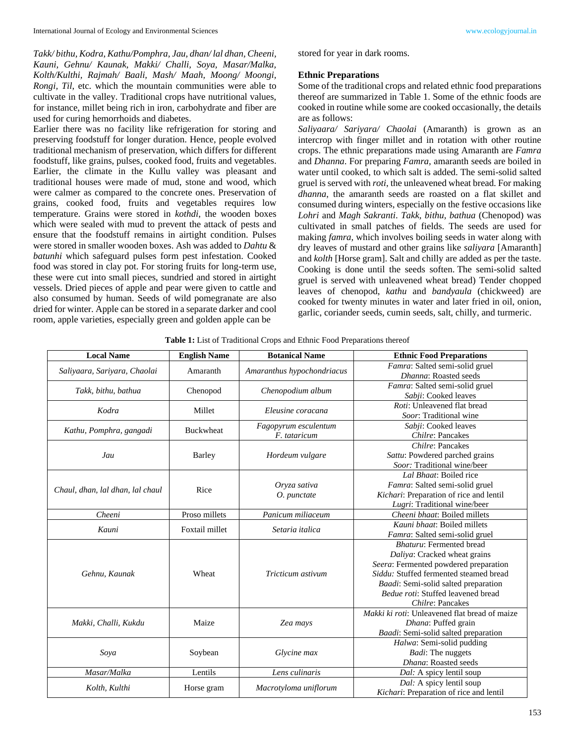*Takk/ bithu, Kodra, Kathu/Pomphra, Jau, dhan/ lal dhan, Cheeni, Kauni, Gehnu/ Kaunak, Makki/ Challi, Soya, Masar/Malka, Kolth/Kulthi, Rajmah/ Baali, Mash/ Maah, Moong/ Moongi, Rongi, Til,* etc. which the mountain communities were able to cultivate in the valley. Traditional crops have nutritional values, for instance, millet being rich in iron, carbohydrate and fiber are used for curing hemorrhoids and diabetes.

Earlier there was no facility like refrigeration for storing and preserving foodstuff for longer duration. Hence, people evolved traditional mechanism of preservation, which differs for different foodstuff, like grains, pulses, cooked food, fruits and vegetables. Earlier, the climate in the Kullu valley was pleasant and traditional houses were made of mud, stone and wood, which were calmer as compared to the concrete ones. Preservation of grains, cooked food, fruits and vegetables requires low temperature. Grains were stored in *kothdi*, the wooden boxes which were sealed with mud to prevent the attack of pests and ensure that the foodstuff remains in airtight condition. Pulses were stored in smaller wooden boxes. Ash was added to *Dahtu* & *batunhi* which safeguard pulses form pest infestation. Cooked food was stored in clay pot. For storing fruits for long-term use, these were cut into small pieces, sundried and stored in airtight vessels. Dried pieces of apple and pear were given to cattle and also consumed by human. Seeds of wild pomegranate are also dried for winter. Apple can be stored in a separate darker and cool room, apple varieties, especially green and golden apple can be stored for year in dark rooms.

### Ethnic Preparations

Some of the traditional crops and related ethnic food preparations thereof are summarized in Table 1. Some of the ethnic foods are cooked in routine while some are cooked occasionally, the details are as follows:

*Saliyaara/ Sariyara/ Chaolai* (Amaranth) is grown as an intercrop with finger millet and in rotation with other routine crops. The ethnic preparations made using Amaranth are *Famra* and *Dhanna*. For preparing *Famra*, amaranth seeds are boiled in water until cooked, to which salt is added. The semi-solid salted gruel is served with *roti*, the unleavened wheat bread. For making *dhanna*, the amaranth seeds are roasted on a flat skillet and consumed during winters, especially on the festive occasions like *Lohri* and *Magh Sakranti*. *Takk, bithu, bathua* (Chenopod) was cultivated in small patches of fields. The seeds are used for making *famra,* which involves boiling seeds in water along with dry leaves of mustard and other grains like *saliyara* [Amaranth] and *kolth* [Horse gram]. Salt and chilly are added as per the taste. Cooking is done until the seeds soften. The semi-solid salted gruel is served with unleavened wheat bread) Tender chopped leaves of chenopod, *kathu* and *bandyaula* (chickweed) are cooked for twenty minutes in water and later fried in oil, onion, garlic, coriander seeds, cumin seeds, salt, chilly, and turmeric.

**Table 1:** List of Traditional Crops and Ethnic Food Preparations thereof

| Local Name | English Name | Botanical Name | Ethnic Food Preparations |
|---|---|---|---|
| *Saliyaara, Sariyara, Chaolai* | Amaranth | *Amaranthus hypochondriacus* | *Famra*: Salted semi-solid gruel<br>*Dhanna*: Roasted seeds |
| *Takk, bithu, bathua* | Chenopod | *Chenopodium album* | *Famra*: Salted semi-solid gruel<br>*Sabji*: Cooked leaves |
| *Kodra* | Millet | *Eleusine coracana* | *Roti*: Unleavened flat bread<br>*Soor*: Traditional wine |
| *Kathu, Pomphra, gangadi* | Buckwheat | *Fagopyrum esculentum*<br>*F. tataricum* | *Sabji*: Cooked leaves<br>*Chilre*: Pancakes |
| *Jau* | Barley | *Hordeum vulgare* | *Chilre*: Pancakes<br>*Sattu*: Powdered parched grains<br>*Soor:* Traditional wine/beer |
| *Chaul, dhan, lal dhan, lal chaul* | Rice | *Oryza sativa*<br>*O. punctate* | *Lal Bhaat*: Boiled rice<br>*Famra*: Salted semi-solid gruel<br>*Kichari*: Preparation of rice and lentil<br>*Lugri*: Traditional wine/beer |
| *Cheeni* | Proso millets | *Panicum miliaceum* | *Cheeni bhaat*: Boiled millets |
| *Kauni* | Foxtail millet | *Setaria italica* | *Kauni bhaat*: Boiled millets<br>*Famra*: Salted semi-solid gruel |
| *Gehnu, Kaunak* | Wheat | *Tricticum astivum* | *Bhaturu*: Fermented bread<br>*Daliya*: Cracked wheat grains<br>*Seera*: Fermented powdered preparation<br>*Siddu:* Stuffed fermented steamed bread<br>*Baadi*: Semi-solid salted preparation<br>*Bedue roti*: Stuffed leavened bread<br>*Chilre*: Pancakes |
| *Makki, Challi, Kukdu* | Maize | *Zea mays* | *Makki ki roti*: Unleavened flat bread of maize<br>*Dhana*: Puffed grain<br>*Baadi*: Semi-solid salted preparation |
| *Soya* | Soybean | *Glycine max* | *Halwa*: Semi-solid pudding<br>*Badi*: The nuggets<br>*Dhana*: Roasted seeds |
| *Masar/Malka* | Lentils | *Lens culinaris* | *Dal:* A spicy lentil soup |
| *Kolth, Kulthi* | Horse gram | *Macrotyloma uniflorum* | *Dal:* A spicy lentil soup<br>*Kichari*: Preparation of rice and lentil |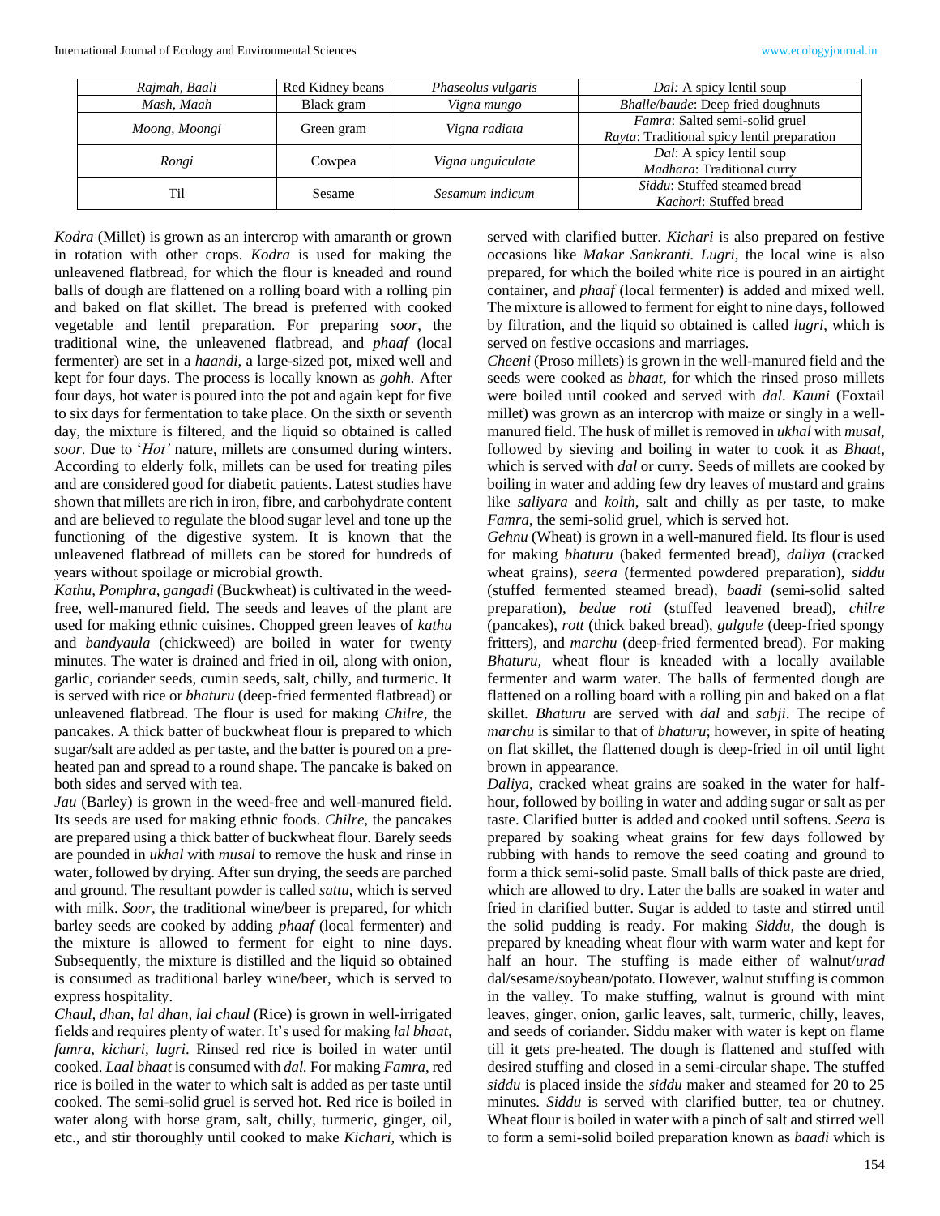| *Rajmah, Baali* | Red Kidney beans | *Phaseolus vulgaris* | *Dal:* A spicy lentil soup |
|---|---|---|---|
| *Mash, Maah* | Black gram | *Vigna mungo* | *Bhalle*/*baude*: Deep fried doughnuts |
| *Moong, Moongi* | Green gram | *Vigna radiata* | *Famra*: Salted semi-solid gruel<br>*Rayta*: Traditional spicy lentil preparation |
| *Rongi* | Cowpea | *Vigna unguiculate* | *Dal*: A spicy lentil soup<br>*Madhara*: Traditional curry |
| Til | Sesame | *Sesamum indicum* | *Siddu*: Stuffed steamed bread<br>*Kachori*: Stuffed bread |

*Kodra* (Millet) is grown as an intercrop with amaranth or grown in rotation with other crops. *Kodra* is used for making the unleavened flatbread, for which the flour is kneaded and round balls of dough are flattened on a rolling board with a rolling pin and baked on flat skillet. The bread is preferred with cooked vegetable and lentil preparation. For preparing *soor*, the traditional wine, the unleavened flatbread, and *phaaf* (local fermenter) are set in a *haandi*, a large-sized pot, mixed well and kept for four days. The process is locally known as *gohh.* After four days, hot water is poured into the pot and again kept for five to six days for fermentation to take place. On the sixth or seventh day, the mixture is filtered, and the liquid so obtained is called *soor.* Due to '*Hot'* nature, millets are consumed during winters. According to elderly folk, millets can be used for treating piles and are considered good for diabetic patients. Latest studies have shown that millets are rich in iron, fibre, and carbohydrate content and are believed to regulate the blood sugar level and tone up the functioning of the digestive system. It is known that the unleavened flatbread of millets can be stored for hundreds of years without spoilage or microbial growth.

*Kathu, Pomphra, gangadi* (Buckwheat) is cultivated in the weed-free, well-manured field. The seeds and leaves of the plant are used for making ethnic cuisines. Chopped green leaves of *kathu* and *bandyaula* (chickweed) are boiled in water for twenty minutes. The water is drained and fried in oil, along with onion, garlic, coriander seeds, cumin seeds, salt, chilly, and turmeric. It is served with rice or *bhaturu* (deep-fried fermented flatbread) or unleavened flatbread. The flour is used for making *Chilre*, the pancakes. A thick batter of buckwheat flour is prepared to which sugar/salt are added as per taste, and the batter is poured on a pre-heated pan and spread to a round shape. The pancake is baked on both sides and served with tea.

*Jau* (Barley) is grown in the weed-free and well-manured field. Its seeds are used for making ethnic foods. *Chilre*, the pancakes are prepared using a thick batter of buckwheat flour. Barely seeds are pounded in *ukhal* with *musal* to remove the husk and rinse in water, followed by drying. After sun drying, the seeds are parched and ground. The resultant powder is called *sattu*, which is served with milk. *Soor,* the traditional wine/beer is prepared, for which barley seeds are cooked by adding *phaaf* (local fermenter) and the mixture is allowed to ferment for eight to nine days. Subsequently, the mixture is distilled and the liquid so obtained is consumed as traditional barley wine/beer, which is served to express hospitality.

*Chaul, dhan, lal dhan, lal chaul* (Rice) is grown in well-irrigated fields and requires plenty of water. It's used for making *lal bhaat, famra, kichari, lugri*. Rinsed red rice is boiled in water until cooked. *Laal bhaat* is consumed with *dal.* For making *Famra,* red rice is boiled in the water to which salt is added as per taste until cooked. The semi-solid gruel is served hot. Red rice is boiled in water along with horse gram, salt, chilly, turmeric, ginger, oil, etc., and stir thoroughly until cooked to make *Kichari*, which is served with clarified butter. *Kichari* is also prepared on festive occasions like *Makar Sankranti. Lugri*, the local wine is also prepared, for which the boiled white rice is poured in an airtight container, and *phaaf* (local fermenter) is added and mixed well. The mixture is allowed to ferment for eight to nine days, followed by filtration, and the liquid so obtained is called *lugri*, which is served on festive occasions and marriages.

*Cheeni* (Proso millets) is grown in the well-manured field and the seeds were cooked as *bhaat*, for which the rinsed proso millets were boiled until cooked and served with *dal*. *Kauni* (Foxtail millet) was grown as an intercrop with maize or singly in a well-manured field. The husk of millet is removed in *ukhal* with *musal,* followed by sieving and boiling in water to cook it as *Bhaat,* which is served with *dal* or curry. Seeds of millets are cooked by boiling in water and adding few dry leaves of mustard and grains like *saliyara* and *kolth*, salt and chilly as per taste, to make *Famra*, the semi-solid gruel, which is served hot.

*Gehnu* (Wheat) is grown in a well-manured field. Its flour is used for making *bhaturu* (baked fermented bread), *daliya* (cracked wheat grains), *seera* (fermented powdered preparation), *siddu* (stuffed fermented steamed bread), *baadi* (semi-solid salted preparation), *bedue roti* (stuffed leavened bread), *chilre* (pancakes), *rott* (thick baked bread), *gulgule* (deep-fried spongy fritters), and *marchu* (deep-fried fermented bread). For making *Bhaturu,* wheat flour is kneaded with a locally available fermenter and warm water. The balls of fermented dough are flattened on a rolling board with a rolling pin and baked on a flat skillet*. Bhaturu* are served with *dal* and *sabji*. The recipe of *marchu* is similar to that of *bhaturu*; however, in spite of heating on flat skillet, the flattened dough is deep-fried in oil until light brown in appearance.

*Daliya*, cracked wheat grains are soaked in the water for half-hour, followed by boiling in water and adding sugar or salt as per taste. Clarified butter is added and cooked until softens. *Seera* is prepared by soaking wheat grains for few days followed by rubbing with hands to remove the seed coating and ground to form a thick semi-solid paste. Small balls of thick paste are dried, which are allowed to dry. Later the balls are soaked in water and fried in clarified butter. Sugar is added to taste and stirred until the solid pudding is ready. For making *Siddu*, the dough is prepared by kneading wheat flour with warm water and kept for half an hour. The stuffing is made either of walnut/*urad* dal/sesame/soybean/potato. However, walnut stuffing is common in the valley. To make stuffing, walnut is ground with mint leaves, ginger, onion, garlic leaves, salt, turmeric, chilly, leaves, and seeds of coriander. Siddu maker with water is kept on flame till it gets pre-heated. The dough is flattened and stuffed with desired stuffing and closed in a semi-circular shape. The stuffed *siddu* is placed inside the *siddu* maker and steamed for 20 to 25 minutes. *Siddu* is served with clarified butter, tea or chutney. Wheat flour is boiled in water with a pinch of salt and stirred well to form a semi-solid boiled preparation known as *baadi* which is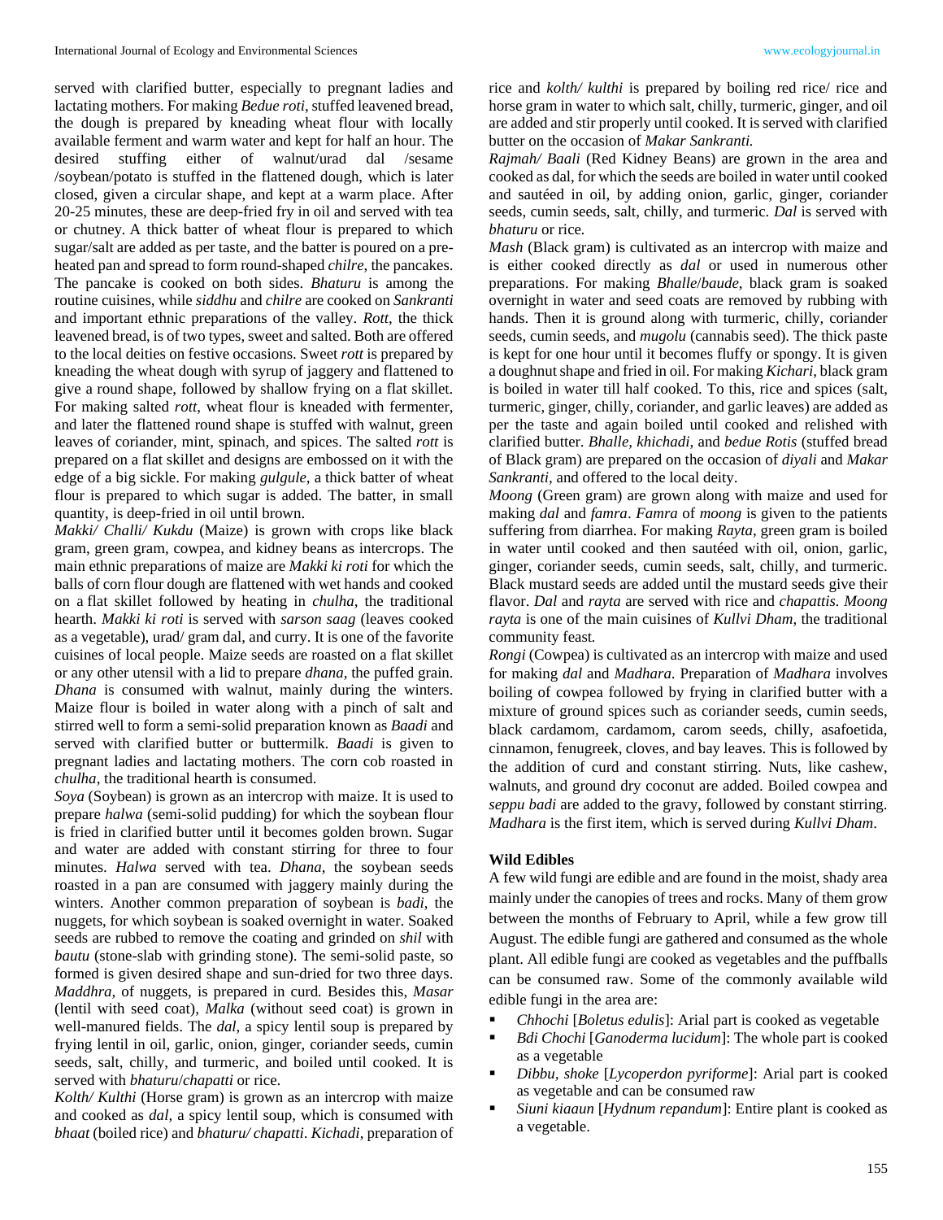served with clarified butter, especially to pregnant ladies and lactating mothers. For making *Bedue roti*, stuffed leavened bread, the dough is prepared by kneading wheat flour with locally available ferment and warm water and kept for half an hour. The desired stuffing either of walnut/urad dal /sesame /soybean/potato is stuffed in the flattened dough, which is later closed, given a circular shape, and kept at a warm place. After 20-25 minutes, these are deep-fried fry in oil and served with tea or chutney. A thick batter of wheat flour is prepared to which sugar/salt are added as per taste, and the batter is poured on a pre-heated pan and spread to form round-shaped *chilre*, the pancakes. The pancake is cooked on both sides. *Bhaturu* is among the routine cuisines, while *siddhu* and *chilre* are cooked on *Sankranti* and important ethnic preparations of the valley. *Rott*, the thick leavened bread, is of two types, sweet and salted. Both are offered to the local deities on festive occasions. Sweet *rott* is prepared by kneading the wheat dough with syrup of jaggery and flattened to give a round shape, followed by shallow frying on a flat skillet. For making salted *rott*, wheat flour is kneaded with fermenter, and later the flattened round shape is stuffed with walnut, green leaves of coriander, mint, spinach, and spices. The salted *rott* is prepared on a flat skillet and designs are embossed on it with the edge of a big sickle. For making *gulgule*, a thick batter of wheat flour is prepared to which sugar is added. The batter, in small quantity, is deep-fried in oil until brown.

*Makki/ Challi/ Kukdu* (Maize) is grown with crops like black gram, green gram, cowpea, and kidney beans as intercrops. The main ethnic preparations of maize are *Makki ki roti* for which the balls of corn flour dough are flattened with wet hands and cooked on a flat skillet followed by heating in *chulha*, the traditional hearth. *Makki ki roti* is served with *sarson saag* (leaves cooked as a vegetable), urad/ gram dal, and curry. It is one of the favorite cuisines of local people. Maize seeds are roasted on a flat skillet or any other utensil with a lid to prepare *dhana*, the puffed grain. *Dhana* is consumed with walnut, mainly during the winters. Maize flour is boiled in water along with a pinch of salt and stirred well to form a semi-solid preparation known as *Baadi* and served with clarified butter or buttermilk. *Baadi* is given to pregnant ladies and lactating mothers. The corn cob roasted in *chulha*, the traditional hearth is consumed.

*Soya* (Soybean) is grown as an intercrop with maize. It is used to prepare *halwa* (semi-solid pudding) for which the soybean flour is fried in clarified butter until it becomes golden brown. Sugar and water are added with constant stirring for three to four minutes. *Halwa* served with tea. *Dhana*, the soybean seeds roasted in a pan are consumed with jaggery mainly during the winters. Another common preparation of soybean is *badi*, the nuggets, for which soybean is soaked overnight in water. Soaked seeds are rubbed to remove the coating and grinded on *shil* with *bautu* (stone-slab with grinding stone). The semi-solid paste, so formed is given desired shape and sun-dried for two three days. *Maddhra*, of nuggets, is prepared in curd. Besides this, *Masar* (lentil with seed coat), *Malka* (without seed coat) is grown in well-manured fields. The *dal*, a spicy lentil soup is prepared by frying lentil in oil, garlic, onion, ginger, coriander seeds, cumin seeds, salt, chilly, and turmeric, and boiled until cooked. It is served with *bhaturu*/*chapatti* or rice.

*Kolth/ Kulthi* (Horse gram) is grown as an intercrop with maize and cooked as *dal*, a spicy lentil soup, which is consumed with *bhaat* (boiled rice) and *bhaturu/ chapatti*. *Kichadi*, preparation of rice and *kolth/ kulthi* is prepared by boiling red rice/ rice and horse gram in water to which salt, chilly, turmeric, ginger, and oil are added and stir properly until cooked. It is served with clarified butter on the occasion of *Makar Sankranti.*

*Rajmah/ Baali* (Red Kidney Beans) are grown in the area and cooked as dal, for which the seeds are boiled in water until cooked and sautéed in oil, by adding onion, garlic, ginger, coriander seeds, cumin seeds, salt, chilly, and turmeric. *Dal* is served with *bhaturu* or rice.

*Mash* (Black gram) is cultivated as an intercrop with maize and is either cooked directly as *dal* or used in numerous other preparations. For making *Bhalle*/*baude*, black gram is soaked overnight in water and seed coats are removed by rubbing with hands. Then it is ground along with turmeric, chilly, coriander seeds, cumin seeds, and *mugolu* (cannabis seed). The thick paste is kept for one hour until it becomes fluffy or spongy. It is given a doughnut shape and fried in oil. For making *Kichari*, black gram is boiled in water till half cooked. To this, rice and spices (salt, turmeric, ginger, chilly, coriander, and garlic leaves) are added as per the taste and again boiled until cooked and relished with clarified butter. *Bhalle*, *khichadi*, and *bedue Rotis* (stuffed bread of Black gram) are prepared on the occasion of *diyali* and *Makar Sankranti*, and offered to the local deity.

*Moong* (Green gram) are grown along with maize and used for making *dal* and *famra*. *Famra* of *moong* is given to the patients suffering from diarrhea. For making *Rayta*, green gram is boiled in water until cooked and then sautéed with oil, onion, garlic, ginger, coriander seeds, cumin seeds, salt, chilly, and turmeric. Black mustard seeds are added until the mustard seeds give their flavor. *Dal* and *rayta* are served with rice and *chapattis. Moong rayta* is one of the main cuisines of *Kullvi Dham*, the traditional community feast*.*

*Rongi* (Cowpea) is cultivated as an intercrop with maize and used for making *dal* and *Madhara*. Preparation of *Madhara* involves boiling of cowpea followed by frying in clarified butter with a mixture of ground spices such as coriander seeds, cumin seeds, black cardamom, cardamom, carom seeds, chilly, asafoetida, cinnamon, fenugreek, cloves, and bay leaves. This is followed by the addition of curd and constant stirring. Nuts, like cashew, walnuts, and ground dry coconut are added. Boiled cowpea and *seppu badi* are added to the gravy, followed by constant stirring. *Madhara* is the first item, which is served during *Kullvi Dham*.

**Wild Edibles**

A few wild fungi are edible and are found in the moist, shady area mainly under the canopies of trees and rocks. Many of them grow between the months of February to April, while a few grow till August. The edible fungi are gathered and consumed as the whole plant. All edible fungi are cooked as vegetables and the puffballs can be consumed raw. Some of the commonly available wild edible fungi in the area are:

- *Chhochi* [*Boletus edulis*]: Arial part is cooked as vegetable
- *Bdi Chochi* [*Ganoderma lucidum*]: The whole part is cooked as a vegetable
- *Dibbu, shoke* [*Lycoperdon pyriforme*]: Arial part is cooked as vegetable and can be consumed raw
- *Siuni kiaaun* [*Hydnum repandum*]: Entire plant is cooked as a vegetable.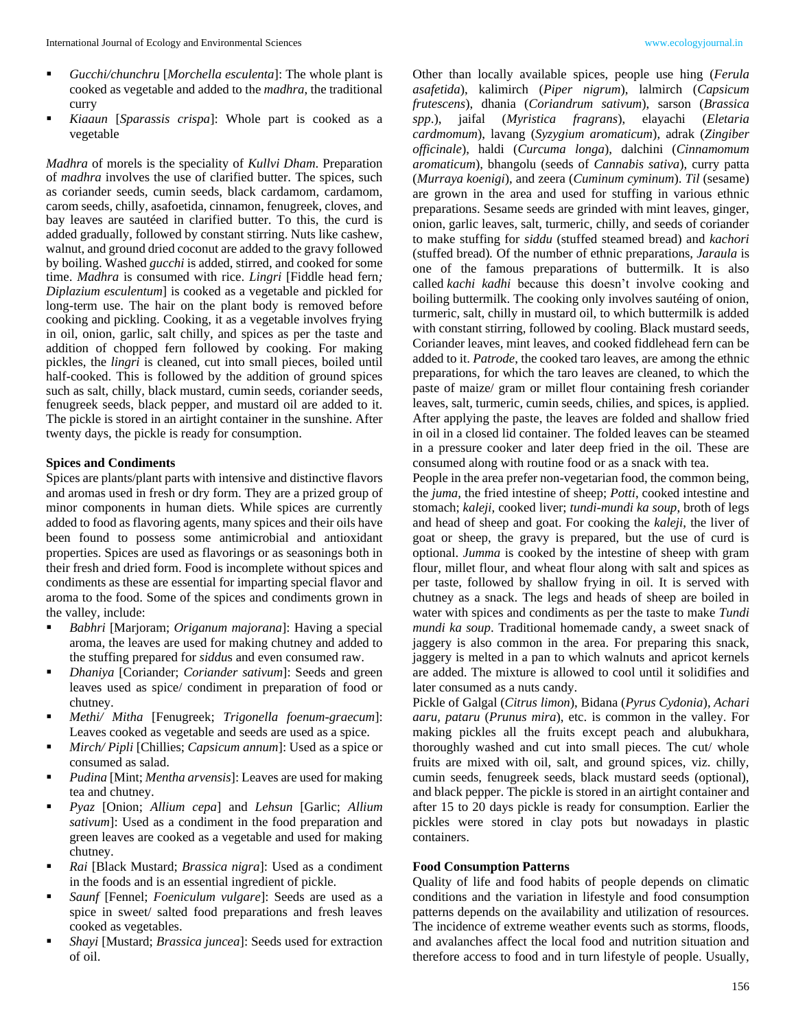- *Gucchi/chunchru* [*Morchella esculenta*]: The whole plant is cooked as vegetable and added to the *madhra*, the traditional curry
- *Kiaaun* [*Sparassis crispa*]: Whole part is cooked as a vegetable

*Madhra* of morels is the speciality of *Kullvi Dham*. Preparation of *madhra* involves the use of clarified butter. The spices, such as coriander seeds, cumin seeds, black cardamom, cardamom, carom seeds, chilly, asafoetida, cinnamon, fenugreek, cloves, and bay leaves are sautéed in clarified butter. To this, the curd is added gradually, followed by constant stirring. Nuts like cashew, walnut, and ground dried coconut are added to the gravy followed by boiling. Washed *gucchi* is added, stirred, and cooked for some time. *Madhra* is consumed with rice. *Lingri* [Fiddle head fern*; Diplazium esculentum*] is cooked as a vegetable and pickled for long-term use. The hair on the plant body is removed before cooking and pickling. Cooking, it as a vegetable involves frying in oil, onion, garlic, salt chilly, and spices as per the taste and addition of chopped fern followed by cooking. For making pickles, the *lingri* is cleaned, cut into small pieces, boiled until half-cooked. This is followed by the addition of ground spices such as salt, chilly, black mustard, cumin seeds, coriander seeds, fenugreek seeds, black pepper, and mustard oil are added to it. The pickle is stored in an airtight container in the sunshine. After twenty days, the pickle is ready for consumption.

**Spices and Condiments**

Spices are plants/plant parts with intensive and distinctive flavors and aromas used in fresh or dry form. They are a prized group of minor components in human diets. While spices are currently added to food as flavoring agents, many spices and their oils have been found to possess some antimicrobial and antioxidant properties. Spices are used as flavorings or as seasonings both in their fresh and dried form. Food is incomplete without spices and condiments as these are essential for imparting special flavor and aroma to the food. Some of the spices and condiments grown in the valley, include:

- *Babhri* [Marjoram; *Origanum majorana*]: Having a special aroma, the leaves are used for making chutney and added to the stuffing prepared for *siddus* and even consumed raw.
- *Dhaniya* [Coriander; *Coriander sativum*]: Seeds and green leaves used as spice/ condiment in preparation of food or chutney.
- *Methi/ Mitha* [Fenugreek; *Trigonella foenum-graecum*]: Leaves cooked as vegetable and seeds are used as a spice.
- *Mirch/ Pipli* [Chillies; *Capsicum annum*]: Used as a spice or consumed as salad.
- *Pudina* [Mint; *Mentha arvensis*]: Leaves are used for making tea and chutney.
- *Pyaz* [Onion; *Allium cepa*] and *Lehsun* [Garlic; *Allium sativum*]: Used as a condiment in the food preparation and green leaves are cooked as a vegetable and used for making chutney.
- *Rai* [Black Mustard; *Brassica nigra*]: Used as a condiment in the foods and is an essential ingredient of pickle.
- *Saunf* [Fennel; *Foeniculum vulgare*]: Seeds are used as a spice in sweet/ salted food preparations and fresh leaves cooked as vegetables.
- *Shayi* [Mustard; *Brassica juncea*]: Seeds used for extraction of oil.

Other than locally available spices, people use hing (*Ferula asafetida*), kalimirch (*Piper nigrum*), lalmirch (*Capsicum frutescens*), dhania (*Coriandrum sativum*), sarson (*Brassica spp*.), jaifal (*Myristica fragrans*), elayachi (*Eletaria cardmomum*), lavang (*Syzygium aromaticum*), adrak (*Zingiber officinale*), haldi (*Curcuma longa*), dalchini (*Cinnamomum aromaticum*), bhangolu (seeds of *Cannabis sativa*), curry patta (*Murraya koenigi*), and zeera (*Cuminum cyminum*). *Til* (sesame) are grown in the area and used for stuffing in various ethnic preparations. Sesame seeds are grinded with mint leaves, ginger, onion, garlic leaves, salt, turmeric, chilly, and seeds of coriander to make stuffing for *siddu* (stuffed steamed bread) and *kachori* (stuffed bread)*.* Of the number of ethnic preparations, *Jaraula* is one of the famous preparations of buttermilk. It is also called *kachi kadhi* because this doesn't involve cooking and boiling buttermilk. The cooking only involves sautéing of onion, turmeric, salt, chilly in mustard oil, to which buttermilk is added with constant stirring, followed by cooling. Black mustard seeds, Coriander leaves, mint leaves, and cooked fiddlehead fern can be added to it. *Patrode*, the cooked taro leaves, are among the ethnic preparations, for which the taro leaves are cleaned, to which the paste of maize/ gram or millet flour containing fresh coriander leaves, salt, turmeric, cumin seeds, chilies, and spices, is applied. After applying the paste, the leaves are folded and shallow fried in oil in a closed lid container. The folded leaves can be steamed in a pressure cooker and later deep fried in the oil. These are consumed along with routine food or as a snack with tea.

People in the area prefer non-vegetarian food, the common being, the *juma*, the fried intestine of sheep; *Potti*, cooked intestine and stomach; *kaleji*, cooked liver; *tundi-mundi ka soup*, broth of legs and head of sheep and goat. For cooking the *kaleji*, the liver of goat or sheep, the gravy is prepared, but the use of curd is optional. *Jumma* is cooked by the intestine of sheep with gram flour, millet flour, and wheat flour along with salt and spices as per taste, followed by shallow frying in oil. It is served with chutney as a snack. The legs and heads of sheep are boiled in water with spices and condiments as per the taste to make *Tundi mundi ka soup*. Traditional homemade candy, a sweet snack of jaggery is also common in the area. For preparing this snack, jaggery is melted in a pan to which walnuts and apricot kernels are added. The mixture is allowed to cool until it solidifies and later consumed as a nuts candy.

Pickle of Galgal (*Citrus limon*), Bidana (*Pyrus Cydonia*), *Achari aaru, pataru* (*Prunus mira*), etc. is common in the valley. For making pickles all the fruits except peach and alubukhara, thoroughly washed and cut into small pieces. The cut/ whole fruits are mixed with oil, salt, and ground spices, viz. chilly, cumin seeds, fenugreek seeds, black mustard seeds (optional), and black pepper. The pickle is stored in an airtight container and after 15 to 20 days pickle is ready for consumption. Earlier the pickles were stored in clay pots but nowadays in plastic containers.

**Food Consumption Patterns**

Quality of life and food habits of people depends on climatic conditions and the variation in lifestyle and food consumption patterns depends on the availability and utilization of resources. The incidence of extreme weather events such as storms, floods, and avalanches affect the local food and nutrition situation and therefore access to food and in turn lifestyle of people. Usually,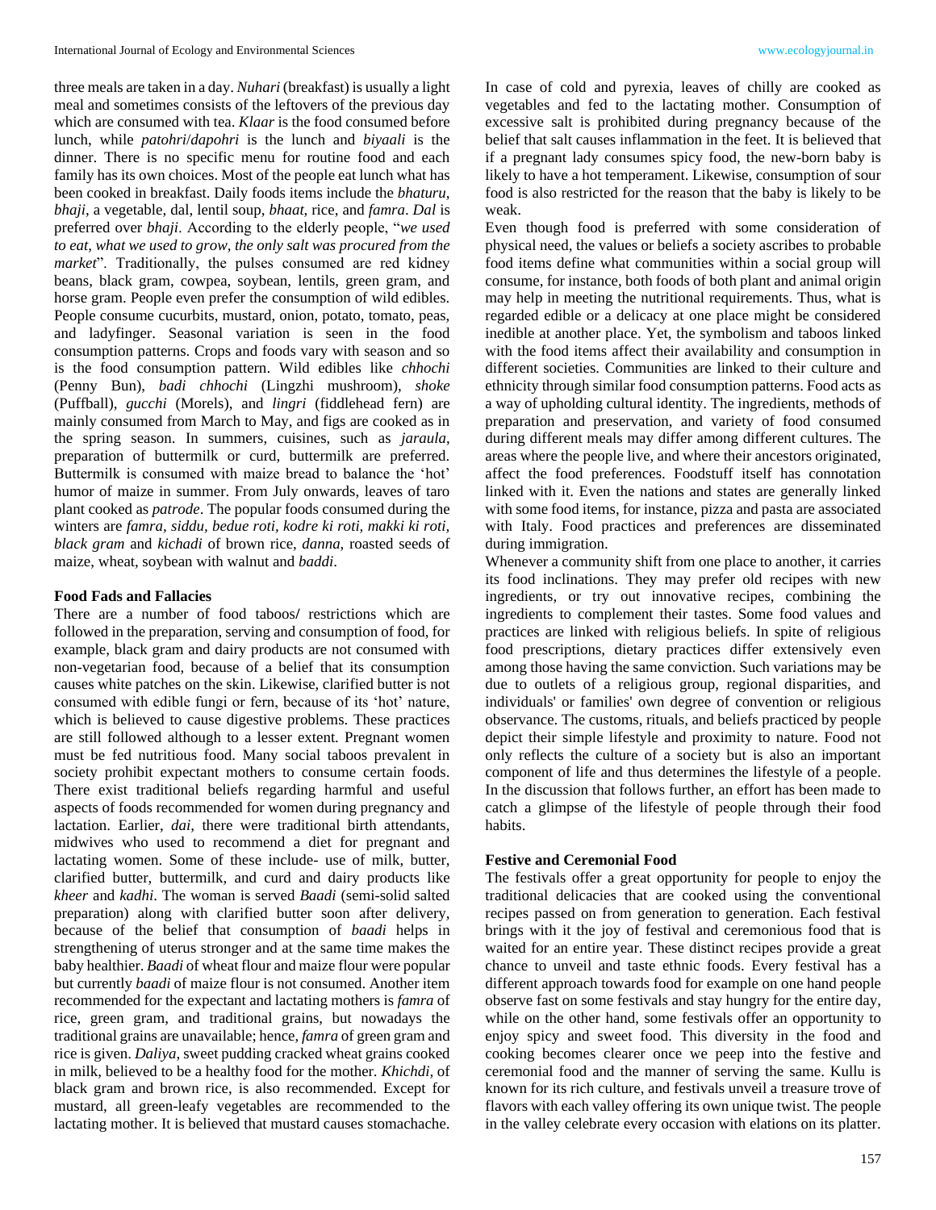three meals are taken in a day. *Nuhari* (breakfast) is usually a light meal and sometimes consists of the leftovers of the previous day which are consumed with tea. *Klaar* is the food consumed before lunch, while *patohri*/*dapohri* is the lunch and *biyaali* is the dinner. There is no specific menu for routine food and each family has its own choices. Most of the people eat lunch what has been cooked in breakfast. Daily foods items include the *bhaturu, bhaji*, a vegetable, dal, lentil soup, *bhaat*, rice, and *famra*. *Dal* is preferred over *bhaji*. According to the elderly people, "*we used to eat, what we used to grow, the only salt was procured from the market*". Traditionally, the pulses consumed are red kidney beans, black gram, cowpea, soybean, lentils, green gram, and horse gram. People even prefer the consumption of wild edibles. People consume cucurbits, mustard, onion, potato, tomato, peas, and ladyfinger. Seasonal variation is seen in the food consumption patterns. Crops and foods vary with season and so is the food consumption pattern. Wild edibles like *chhochi* (Penny Bun), *badi chhochi* (Lingzhi mushroom), *shoke* (Puffball), *gucchi* (Morels), and *lingri* (fiddlehead fern) are mainly consumed from March to May, and figs are cooked as in the spring season. In summers, cuisines, such as *jaraula*, preparation of buttermilk or curd, buttermilk are preferred. Buttermilk is consumed with maize bread to balance the 'hot' humor of maize in summer. From July onwards, leaves of taro plant cooked as *patrode*. The popular foods consumed during the winters are *famra, siddu, bedue roti, kodre ki roti, makki ki roti, black gram* and *kichadi* of brown rice, *danna*, roasted seeds of maize, wheat, soybean with walnut and *baddi*.

### Food Fads and Fallacies

There are a number of food taboos/ restrictions which are followed in the preparation, serving and consumption of food, for example, black gram and dairy products are not consumed with non-vegetarian food, because of a belief that its consumption causes white patches on the skin. Likewise, clarified butter is not consumed with edible fungi or fern, because of its 'hot' nature, which is believed to cause digestive problems. These practices are still followed although to a lesser extent. Pregnant women must be fed nutritious food. Many social taboos prevalent in society prohibit expectant mothers to consume certain foods. There exist traditional beliefs regarding harmful and useful aspects of foods recommended for women during pregnancy and lactation. Earlier, *dai,* there were traditional birth attendants, midwives who used to recommend a diet for pregnant and lactating women. Some of these include- use of milk, butter, clarified butter, buttermilk, and curd and dairy products like *kheer* and *kadhi*. The woman is served *Baadi* (semi-solid salted preparation) along with clarified butter soon after delivery, because of the belief that consumption of *baadi* helps in strengthening of uterus stronger and at the same time makes the baby healthier. *Baadi* of wheat flour and maize flour were popular but currently *baadi* of maize flour is not consumed. Another item recommended for the expectant and lactating mothers is *famra* of rice, green gram, and traditional grains, but nowadays the traditional grains are unavailable; hence, *famra* of green gram and rice is given. *Daliya,* sweet pudding cracked wheat grains cooked in milk, believed to be a healthy food for the mother. *Khichdi,* of black gram and brown rice, is also recommended. Except for mustard, all green-leafy vegetables are recommended to the lactating mother. It is believed that mustard causes stomachache. In case of cold and pyrexia, leaves of chilly are cooked as vegetables and fed to the lactating mother. Consumption of excessive salt is prohibited during pregnancy because of the belief that salt causes inflammation in the feet. It is believed that if a pregnant lady consumes spicy food, the new-born baby is likely to have a hot temperament. Likewise, consumption of sour food is also restricted for the reason that the baby is likely to be weak.

Even though food is preferred with some consideration of physical need, the values or beliefs a society ascribes to probable food items define what communities within a social group will consume, for instance, both foods of both plant and animal origin may help in meeting the nutritional requirements. Thus, what is regarded edible or a delicacy at one place might be considered inedible at another place. Yet, the symbolism and taboos linked with the food items affect their availability and consumption in different societies. Communities are linked to their culture and ethnicity through similar food consumption patterns. Food acts as a way of upholding cultural identity. The ingredients, methods of preparation and preservation, and variety of food consumed during different meals may differ among different cultures. The areas where the people live, and where their ancestors originated, affect the food preferences. Foodstuff itself has connotation linked with it. Even the nations and states are generally linked with some food items, for instance, pizza and pasta are associated with Italy. Food practices and preferences are disseminated during immigration.

Whenever a community shift from one place to another, it carries its food inclinations. They may prefer old recipes with new ingredients, or try out innovative recipes, combining the ingredients to complement their tastes. Some food values and practices are linked with religious beliefs. In spite of religious food prescriptions, dietary practices differ extensively even among those having the same conviction. Such variations may be due to outlets of a religious group, regional disparities, and individuals' or families' own degree of convention or religious observance. The customs, rituals, and beliefs practiced by people depict their simple lifestyle and proximity to nature. Food not only reflects the culture of a society but is also an important component of life and thus determines the lifestyle of a people. In the discussion that follows further, an effort has been made to catch a glimpse of the lifestyle of people through their food habits.

### Festive and Ceremonial Food

The festivals offer a great opportunity for people to enjoy the traditional delicacies that are cooked using the conventional recipes passed on from generation to generation. Each festival brings with it the joy of festival and ceremonious food that is waited for an entire year. These distinct recipes provide a great chance to unveil and taste ethnic foods. Every festival has a different approach towards food for example on one hand people observe fast on some festivals and stay hungry for the entire day, while on the other hand, some festivals offer an opportunity to enjoy spicy and sweet food. This diversity in the food and cooking becomes clearer once we peep into the festive and ceremonial food and the manner of serving the same. Kullu is known for its rich culture, and festivals unveil a treasure trove of flavors with each valley offering its own unique twist. The people in the valley celebrate every occasion with elations on its platter.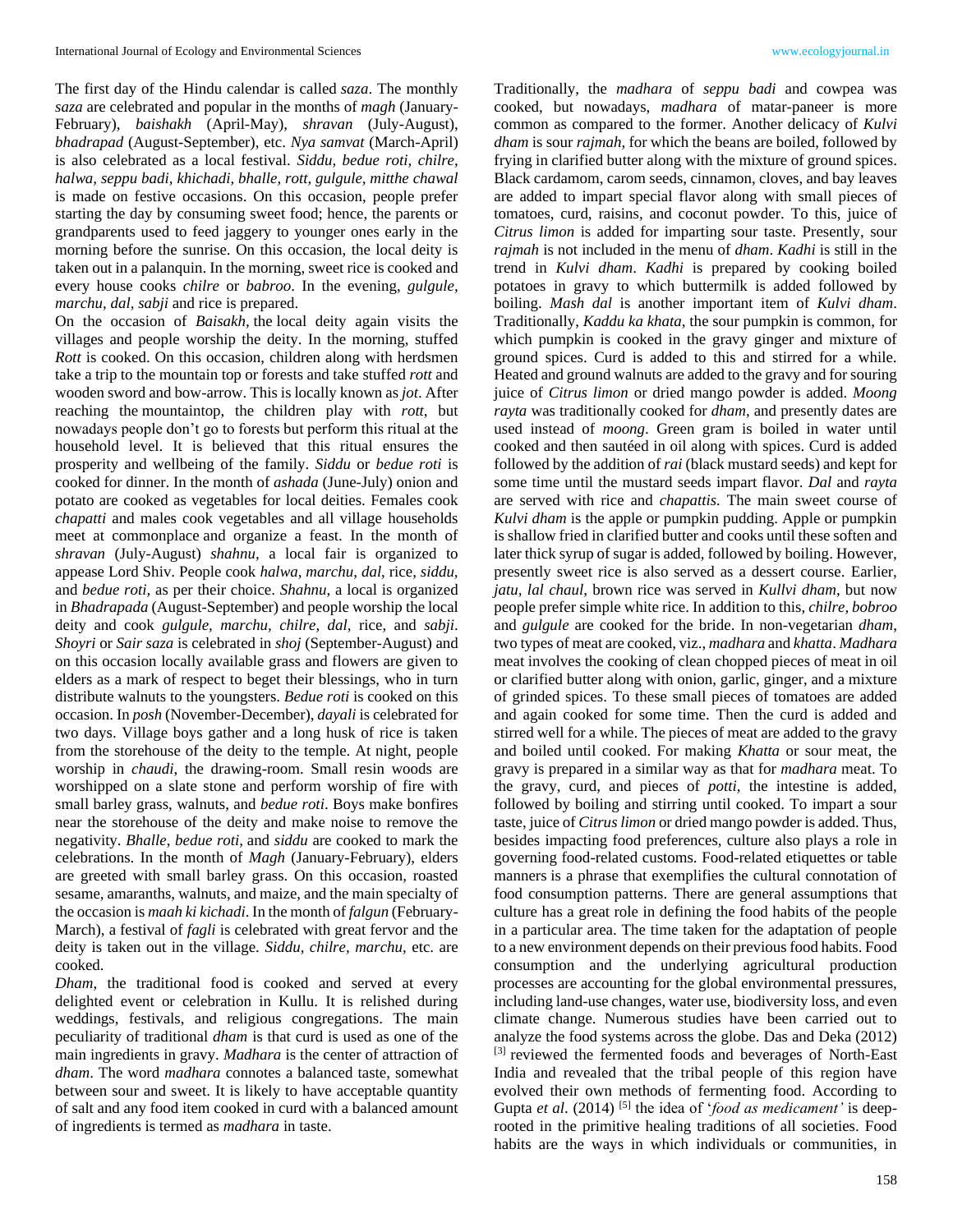The first day of the Hindu calendar is called *saza*. The monthly *saza* are celebrated and popular in the months of *magh* (January-February), *baishakh* (April-May), *shravan* (July-August), *bhadrapad* (August-September), etc. *Nya samvat* (March-April) is also celebrated as a local festival. *Siddu, bedue roti, chilre, halwa, seppu badi, khichadi, bhalle, rott, gulgule, mitthe chawal* is made on festive occasions. On this occasion, people prefer starting the day by consuming sweet food; hence, the parents or grandparents used to feed jaggery to younger ones early in the morning before the sunrise. On this occasion, the local deity is taken out in a palanquin. In the morning, sweet rice is cooked and every house cooks *chilre* or *babroo*. In the evening, *gulgule, marchu, dal, sabji* and rice is prepared.

On the occasion of *Baisakh*, the local deity again visits the villages and people worship the deity. In the morning, stuffed *Rott* is cooked. On this occasion, children along with herdsmen take a trip to the mountain top or forests and take stuffed *rott* and wooden sword and bow-arrow. This is locally known as *jot*. After reaching the mountaintop, the children play with *rott*, but nowadays people don't go to forests but perform this ritual at the household level. It is believed that this ritual ensures the prosperity and wellbeing of the family. *Siddu* or *bedue roti* is cooked for dinner. In the month of *ashada* (June-July) onion and potato are cooked as vegetables for local deities. Females cook *chapatti* and males cook vegetables and all village households meet at commonplace and organize a feast. In the month of *shravan* (July-August) *shahnu*, a local fair is organized to appease Lord Shiv. People cook *halwa, marchu, dal*, rice, *siddu*, and *bedue roti*, as per their choice. *Shahnu*, a local is organized in *Bhadrapada* (August-September) and people worship the local deity and cook *gulgule, marchu, chilre, dal*, rice, and *sabji*. *Shoyri* or *Sair saza* is celebrated in *shoj* (September-August) and on this occasion locally available grass and flowers are given to elders as a mark of respect to beget their blessings, who in turn distribute walnuts to the youngsters. *Bedue roti* is cooked on this occasion. In *posh* (November-December), *dayali* is celebrated for two days. Village boys gather and a long husk of rice is taken from the storehouse of the deity to the temple. At night, people worship in *chaudi*, the drawing-room. Small resin woods are worshipped on a slate stone and perform worship of fire with small barley grass, walnuts, and *bedue roti*. Boys make bonfires near the storehouse of the deity and make noise to remove the negativity. *Bhalle, bedue roti*, and *siddu* are cooked to mark the celebrations. In the month of *Magh* (January-February), elders are greeted with small barley grass. On this occasion, roasted sesame, amaranths, walnuts, and maize, and the main specialty of the occasion is *maah ki kichadi*. In the month of *falgun* (February-March), a festival of *fagli* is celebrated with great fervor and the deity is taken out in the village. *Siddu, chilre, marchu*, etc. are cooked.

*Dham*, the traditional food is cooked and served at every delighted event or celebration in Kullu. It is relished during weddings, festivals, and religious congregations. The main peculiarity of traditional *dham* is that curd is used as one of the main ingredients in gravy. *Madhara* is the center of attraction of *dham*. The word *madhara* connotes a balanced taste, somewhat between sour and sweet. It is likely to have acceptable quantity of salt and any food item cooked in curd with a balanced amount of ingredients is termed as *madhara* in taste.

Traditionally, the *madhara* of *seppu badi* and cowpea was cooked, but nowadays, *madhara* of matar-paneer is more common as compared to the former. Another delicacy of *Kulvi dham* is sour *rajmah*, for which the beans are boiled, followed by frying in clarified butter along with the mixture of ground spices. Black cardamom, carom seeds, cinnamon, cloves, and bay leaves are added to impart special flavor along with small pieces of tomatoes, curd, raisins, and coconut powder. To this, juice of *Citrus limon* is added for imparting sour taste. Presently, sour *rajmah* is not included in the menu of *dham*. *Kadhi* is still in the trend in *Kulvi dham*. *Kadhi* is prepared by cooking boiled potatoes in gravy to which buttermilk is added followed by boiling. *Mash dal* is another important item of *Kulvi dham*. Traditionally, *Kaddu ka khata*, the sour pumpkin is common, for which pumpkin is cooked in the gravy ginger and mixture of ground spices. Curd is added to this and stirred for a while. Heated and ground walnuts are added to the gravy and for souring juice of *Citrus limon* or dried mango powder is added. *Moong rayta* was traditionally cooked for *dham*, and presently dates are used instead of *moong*. Green gram is boiled in water until cooked and then sautéed in oil along with spices. Curd is added followed by the addition of *rai* (black mustard seeds) and kept for some time until the mustard seeds impart flavor. *Dal* and *rayta* are served with rice and *chapattis.* The main sweet course of *Kulvi dham* is the apple or pumpkin pudding. Apple or pumpkin is shallow fried in clarified butter and cooks until these soften and later thick syrup of sugar is added, followed by boiling. However, presently sweet rice is also served as a dessert course. Earlier, *jatu, lal chaul*, brown rice was served in *Kullvi dham*, but now people prefer simple white rice. In addition to this, *chilre, bobroo* and *gulgule* are cooked for the bride. In non-vegetarian *dham*, two types of meat are cooked, viz., *madhara* and *khatta*. *Madhara* meat involves the cooking of clean chopped pieces of meat in oil or clarified butter along with onion, garlic, ginger, and a mixture of grinded spices. To these small pieces of tomatoes are added and again cooked for some time. Then the curd is added and stirred well for a while. The pieces of meat are added to the gravy and boiled until cooked. For making *Khatta* or sour meat, the gravy is prepared in a similar way as that for *madhara* meat. To the gravy, curd, and pieces of *potti*, the intestine is added, followed by boiling and stirring until cooked. To impart a sour taste, juice of *Citrus limon* or dried mango powder is added. Thus, besides impacting food preferences, culture also plays a role in governing food-related customs. Food-related etiquettes or table manners is a phrase that exemplifies the cultural connotation of food consumption patterns. There are general assumptions that culture has a great role in defining the food habits of the people in a particular area. The time taken for the adaptation of people to a new environment depends on their previous food habits. Food consumption and the underlying agricultural production processes are accounting for the global environmental pressures, including land-use changes, water use, biodiversity loss, and even climate change. Numerous studies have been carried out to analyze the food systems across the globe. Das and Deka (2012) [3] reviewed the fermented foods and beverages of North-East India and revealed that the tribal people of this region have evolved their own methods of fermenting food. According to Gupta *et al*. (2014) [5] the idea of '*food as medicament'* is deep-rooted in the primitive healing traditions of all societies. Food habits are the ways in which individuals or communities, in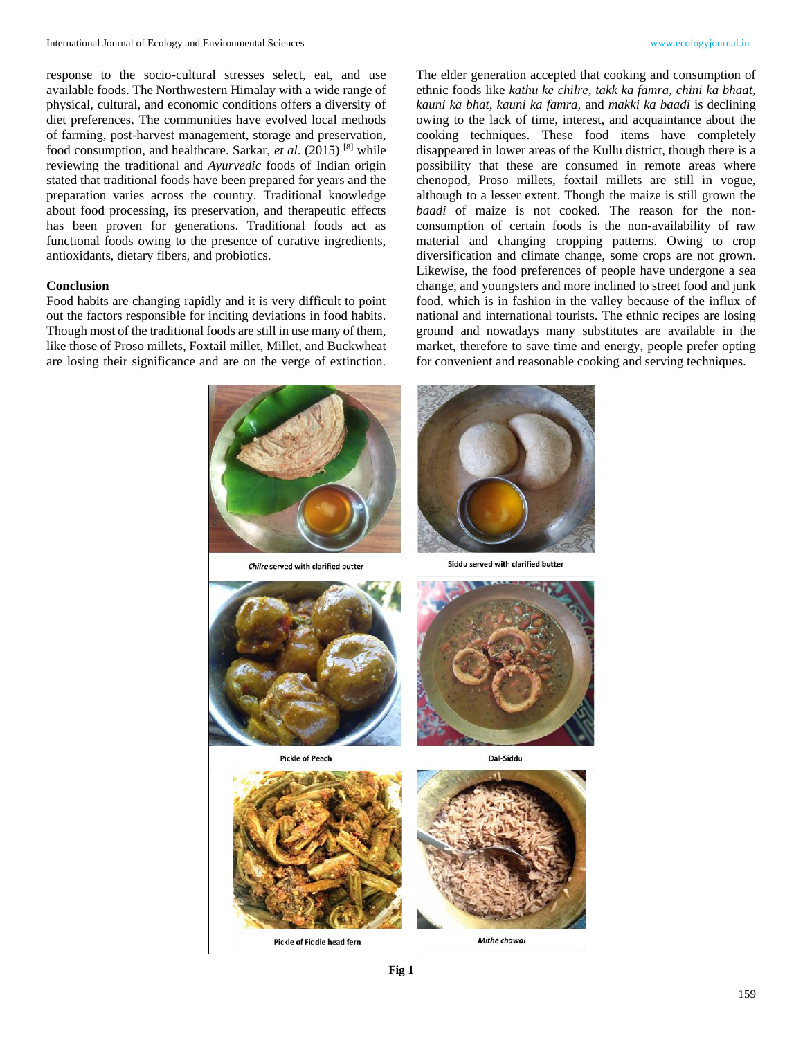response to the socio-cultural stresses select, eat, and use available foods. The Northwestern Himalay with a wide range of physical, cultural, and economic conditions offers a diversity of diet preferences. The communities have evolved local methods of farming, post-harvest management, storage and preservation, food consumption, and healthcare. Sarkar, *et al*. (2015) [8] while reviewing the traditional and *Ayurvedic* foods of Indian origin stated that traditional foods have been prepared for years and the preparation varies across the country. Traditional knowledge about food processing, its preservation, and therapeutic effects has been proven for generations. Traditional foods act as functional foods owing to the presence of curative ingredients, antioxidants, dietary fibers, and probiotics.

## Conclusion

Food habits are changing rapidly and it is very difficult to point out the factors responsible for inciting deviations in food habits. Though most of the traditional foods are still in use many of them, like those of Proso millets, Foxtail millet, Millet, and Buckwheat are losing their significance and are on the verge of extinction. The elder generation accepted that cooking and consumption of ethnic foods like *kathu ke chilre, takk ka famra, chini ka bhaat, kauni ka bhat, kauni ka famra,* and *makki ka baadi* is declining owing to the lack of time, interest, and acquaintance about the cooking techniques. These food items have completely disappeared in lower areas of the Kullu district, though there is a possibility that these are consumed in remote areas where chenopod, Proso millets, foxtail millets are still in vogue, although to a lesser extent. Though the maize is still grown the *baadi* of maize is not cooked. The reason for the non-consumption of certain foods is the non-availability of raw material and changing cropping patterns. Owing to crop diversification and climate change, some crops are not grown. Likewise, the food preferences of people have undergone a sea change, and youngsters and more inclined to street food and junk food, which is in fashion in the valley because of the influx of national and international tourists. The ethnic recipes are losing ground and nowadays many substitutes are available in the market, therefore to save time and energy, people prefer opting for convenient and reasonable cooking and serving techniques.

*Chilre* served with clarified butter

Siddu served with clarified butter

Pickle of Peach

Dal-Siddu

Pickle of Fiddle head fern

*Mithe chawal*

**Fig 1**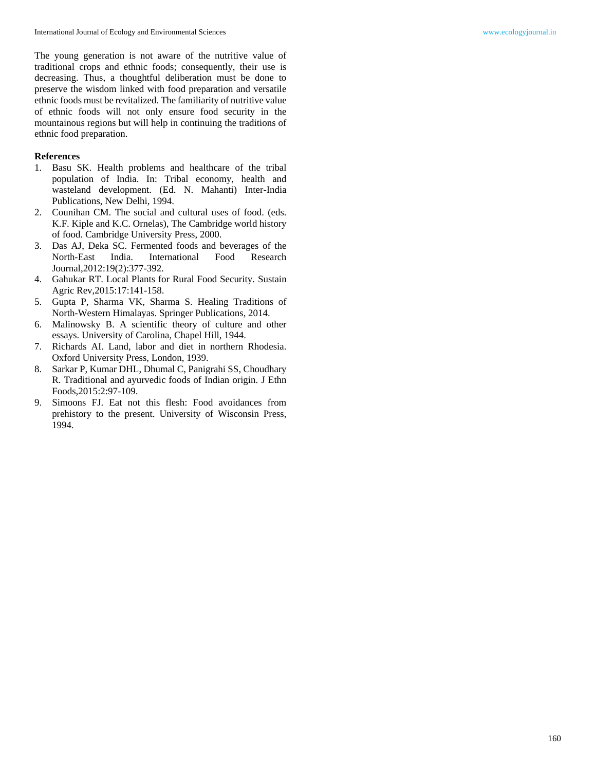The young generation is not aware of the nutritive value of traditional crops and ethnic foods; consequently, their use is decreasing. Thus, a thoughtful deliberation must be done to preserve the wisdom linked with food preparation and versatile ethnic foods must be revitalized. The familiarity of nutritive value of ethnic foods will not only ensure food security in the mountainous regions but will help in continuing the traditions of ethnic food preparation.

## References

1. Basu SK. Health problems and healthcare of the tribal population of India. In: Tribal economy, health and wasteland development. (Ed. N. Mahanti) Inter-India Publications, New Delhi, 1994.
2. Counihan CM. The social and cultural uses of food. (eds. K.F. Kiple and K.C. Ornelas), The Cambridge world history of food. Cambridge University Press, 2000.
3. Das AJ, Deka SC. Fermented foods and beverages of the North-East India. International Food Research Journal,2012:19(2):377-392.
4. Gahukar RT. Local Plants for Rural Food Security. Sustain Agric Rev,2015:17:141-158.
5. Gupta P, Sharma VK, Sharma S. Healing Traditions of North-Western Himalayas. Springer Publications, 2014.
6. Malinowsky B. A scientific theory of culture and other essays. University of Carolina, Chapel Hill, 1944.
7. Richards AI. Land, labor and diet in northern Rhodesia. Oxford University Press, London, 1939.
8. Sarkar P, Kumar DHL, Dhumal C, Panigrahi SS, Choudhary R. Traditional and ayurvedic foods of Indian origin. J Ethn Foods,2015:2:97-109.
9. Simoons FJ. Eat not this flesh: Food avoidances from prehistory to the present. University of Wisconsin Press, 1994.